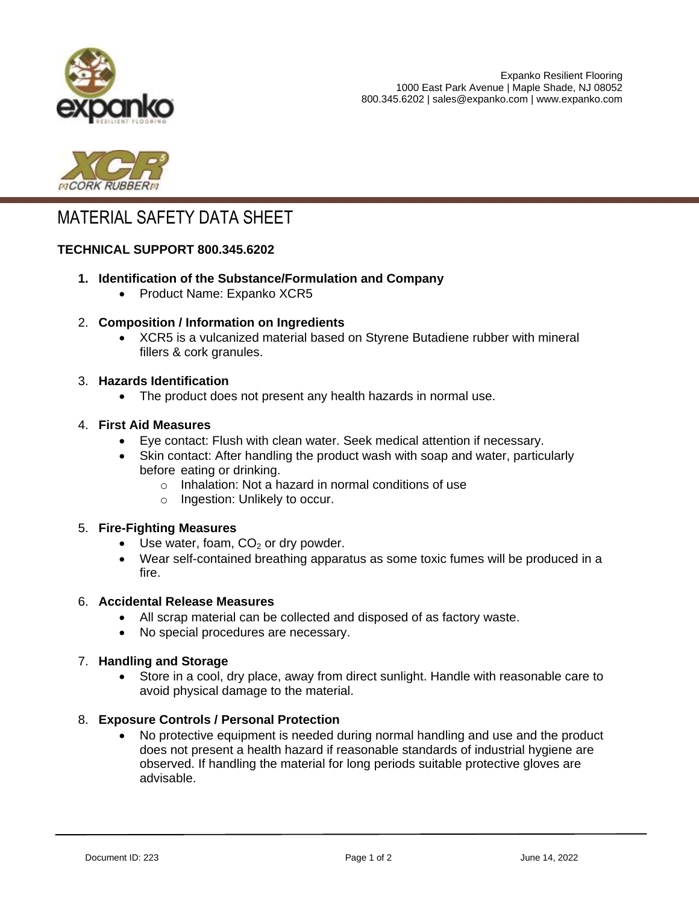Expanko Resilient Flooring
1000 East Park Avenue | Maple Shade, NJ 08052
800.345.6202 | sales@expanko.com | www.expanko.com

# MATERIAL SAFETY DATA SHEET

**TECHNICAL SUPPORT 800.345.6202**

1. **Identification of the Substance/Formulation and Company**
   - Product Name: Expanko XCR5

2. **Composition / Information on Ingredients**
   - XCR5 is a vulcanized material based on Styrene Butadiene rubber with mineral fillers & cork granules.

3. **Hazards Identification**
   - The product does not present any health hazards in normal use.

4. **First Aid Measures**
   - Eye contact: Flush with clean water. Seek medical attention if necessary.
   - Skin contact: After handling the product wash with soap and water, particularly before eating or drinking.
     - Inhalation: Not a hazard in normal conditions of use
     - Ingestion: Unlikely to occur.

5. **Fire-Fighting Measures**
   - Use water, foam, $CO_2$ or dry powder.
   - Wear self-contained breathing apparatus as some toxic fumes will be produced in a fire.

6. **Accidental Release Measures**
   - All scrap material can be collected and disposed of as factory waste.
   - No special procedures are necessary.

7. **Handling and Storage**
   - Store in a cool, dry place, away from direct sunlight. Handle with reasonable care to avoid physical damage to the material.

8. **Exposure Controls / Personal Protection**
   - No protective equipment is needed during normal handling and use and the product does not present a health hazard if reasonable standards of industrial hygiene are observed. If handling the material for long periods suitable protective gloves are advisable.

Document ID: 223 June 14, 2022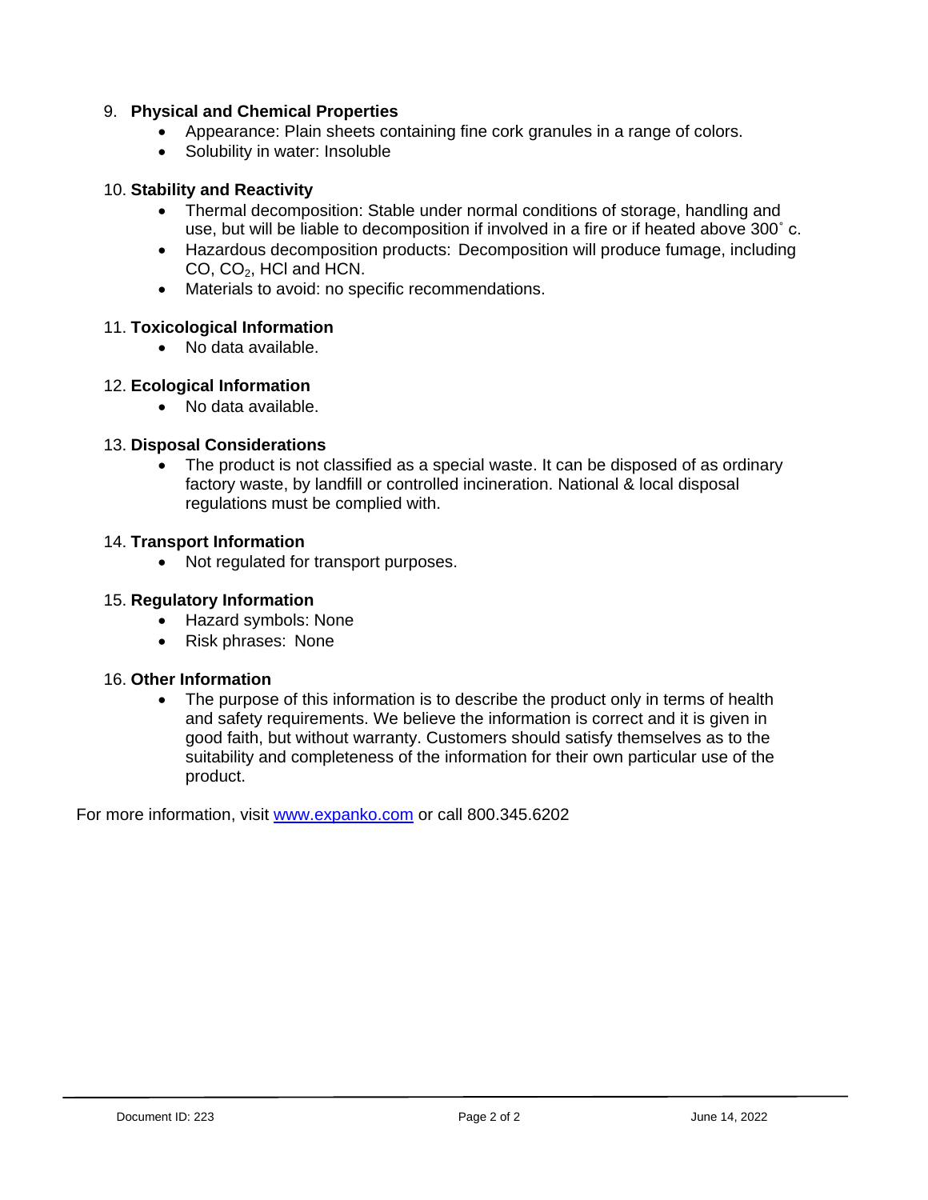## 9. Physical and Chemical Properties

- Appearance: Plain sheets containing fine cork granules in a range of colors.
- Solubility in water: Insoluble

## 10. Stability and Reactivity

- Thermal decomposition: Stable under normal conditions of storage, handling and use, but will be liable to decomposition if involved in a fire or if heated above 300˚ c.
- Hazardous decomposition products: Decomposition will produce fumage, including CO, $CO_2$, HCl and HCN.
- Materials to avoid: no specific recommendations.

## 11. Toxicological Information

- No data available.

## 12. Ecological Information

- No data available.

## 13. Disposal Considerations

- The product is not classified as a special waste. It can be disposed of as ordinary factory waste, by landfill or controlled incineration. National & local disposal regulations must be complied with.

## 14. Transport Information

- Not regulated for transport purposes.

## 15. Regulatory Information

- Hazard symbols: None
- Risk phrases: None

## 16. Other Information

- The purpose of this information is to describe the product only in terms of health and safety requirements. We believe the information is correct and it is given in good faith, but without warranty. Customers should satisfy themselves as to the suitability and completeness of the information for their own particular use of the product.

For more information, visit [www.expanko.com](http://www.expanko.com) or call 800.345.6202

Document ID: 223 June 14, 2022